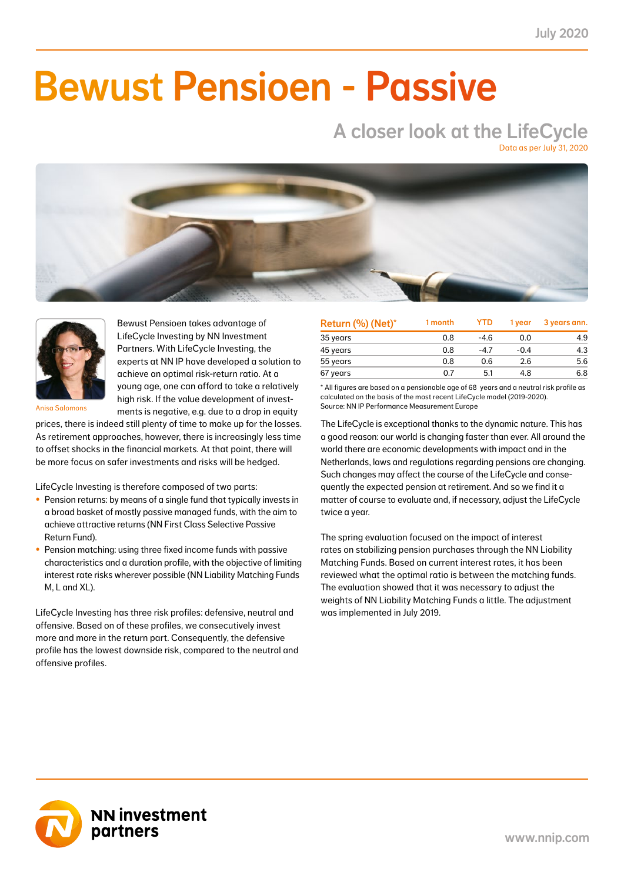July 2020

# Bewust Pensioen - Passive

## A closer look at the LifeCycle

Data as per July 31, 2020

Anisa Salomons

Bewust Pensioen takes advantage of LifeCycle Investing by NN Investment Partners. With LifeCycle Investing, the experts at NN IP have developed a solution to achieve an optimal risk-return ratio. At a young age, one can afford to take a relatively high risk. If the value development of investments is negative, e.g. due to a drop in equity prices, there is indeed still plenty of time to make up for the losses. As retirement approaches, however, there is increasingly less time to offset shocks in the financial markets. At that point, there will be more focus on safer investments and risks will be hedged.

LifeCycle Investing is therefore composed of two parts:

- Pension returns: by means of a single fund that typically invests in a broad basket of mostly passive managed funds, with the aim to achieve attractive returns (NN First Class Selective Passive Return Fund).
- Pension matching: using three fixed income funds with passive characteristics and a duration profile, with the objective of limiting interest rate risks wherever possible (NN Liability Matching Funds M, L and XL).

LifeCycle Investing has three risk profiles: defensive, neutral and offensive. Based on of these profiles, we consecutively invest more and more in the return part. Consequently, the defensive profile has the lowest downside risk, compared to the neutral and offensive profiles.

| Return (%) (Net)* | 1 month | YTD | 1 year | 3 years ann. |
|---|---|---|---|---|
| 35 years | 0.8 | -4.6 | 0.0 | 4.9 |
| 45 years | 0.8 | -4.7 | -0.4 | 4.3 |
| 55 years | 0.8 | 0.6 | 2.6 | 5.6 |
| 67 years | 0.7 | 5.1 | 4.8 | 6.8 |

* All figures are based on a pensionable age of 68 years and a neutral risk profile as calculated on the basis of the most recent LifeCycle model (2019-2020).
Source: NN IP Performance Measurement Europe

The LifeCycle is exceptional thanks to the dynamic nature. This has a good reason: our world is changing faster than ever. All around the world there are economic developments with impact and in the Netherlands, laws and regulations regarding pensions are changing. Such changes may affect the course of the LifeCycle and consequently the expected pension at retirement. And so we find it a matter of course to evaluate and, if necessary, adjust the LifeCycle twice a year.

The spring evaluation focused on the impact of interest rates on stabilizing pension purchases through the NN Liability Matching Funds. Based on current interest rates, it has been reviewed what the optimal ratio is between the matching funds. The evaluation showed that it was necessary to adjust the weights of NN Liability Matching Funds a little. The adjustment was implemented in July 2019.

NN investment partners

www.nnip.com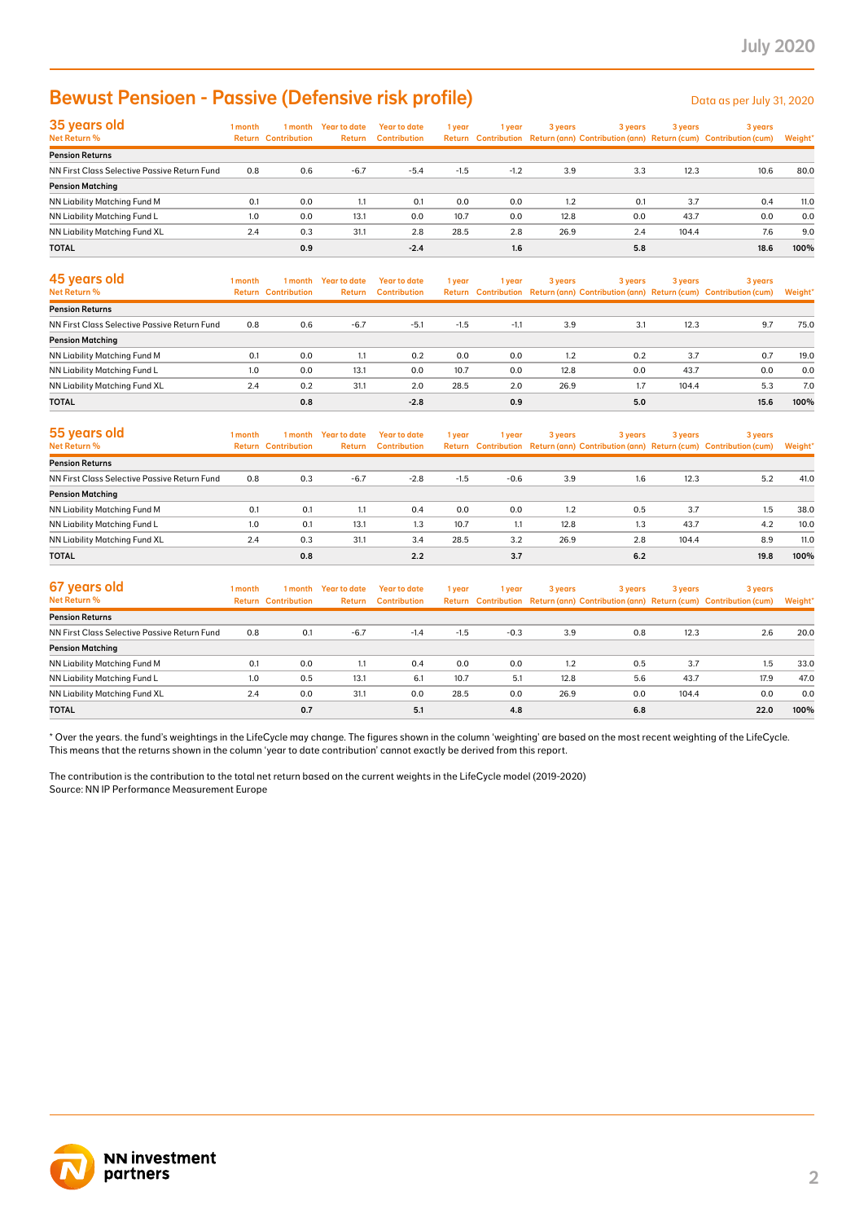# Bewust Pensioen - Passive (Defensive risk profile)

Data as per July 31, 2020

| 35 years old<br>Net Return % | 1 month Return | 1 month Contribution | Year to date Return | Year to date Contribution | 1 year Return | 1 year Contribution | 3 years Return (ann) | 3 years Contribution (ann) | 3 years Return (cum) | 3 years Contribution (cum) | Weight* |
|---|---|---|---|---|---|---|---|---|---|---|---|
| **Pension Returns** | | | | | | | | | | | |
| NN First Class Selective Passive Return Fund | 0.8 | 0.6 | -6.7 | -5.4 | -1.5 | -1.2 | 3.9 | 3.3 | 12.3 | 10.6 | 80.0 |
| **Pension Matching** | | | | | | | | | | | |
| NN Liability Matching Fund M | 0.1 | 0.0 | 1.1 | 0.1 | 0.0 | 0.0 | 1.2 | 0.1 | 3.7 | 0.4 | 11.0 |
| NN Liability Matching Fund L | 1.0 | 0.0 | 13.1 | 0.0 | 10.7 | 0.0 | 12.8 | 0.0 | 43.7 | 0.0 | 0.0 |
| NN Liability Matching Fund XL | 2.4 | 0.3 | 31.1 | 2.8 | 28.5 | 2.8 | 26.9 | 2.4 | 104.4 | 7.6 | 9.0 |
| **TOTAL** | | **0.9** | | **-2.4** | | **1.6** | | **5.8** | | **18.6** | **100%** |

| 45 years old<br>Net Return % | 1 month Return | 1 month Contribution | Year to date Return | Year to date Contribution | 1 year Return | 1 year Contribution | 3 years Return (ann) | 3 years Contribution (ann) | 3 years Return (cum) | 3 years Contribution (cum) | Weight* |
|---|---|---|---|---|---|---|---|---|---|---|---|
| **Pension Returns** | | | | | | | | | | | |
| NN First Class Selective Passive Return Fund | 0.8 | 0.6 | -6.7 | -5.1 | -1.5 | -1.1 | 3.9 | 3.1 | 12.3 | 9.7 | 75.0 |
| **Pension Matching** | | | | | | | | | | | |
| NN Liability Matching Fund M | 0.1 | 0.0 | 1.1 | 0.2 | 0.0 | 0.0 | 1.2 | 0.2 | 3.7 | 0.7 | 19.0 |
| NN Liability Matching Fund L | 1.0 | 0.0 | 13.1 | 0.0 | 10.7 | 0.0 | 12.8 | 0.0 | 43.7 | 0.0 | 0.0 |
| NN Liability Matching Fund XL | 2.4 | 0.2 | 31.1 | 2.0 | 28.5 | 2.0 | 26.9 | 1.7 | 104.4 | 5.3 | 7.0 |
| **TOTAL** | | **0.8** | | **-2.8** | | **0.9** | | **5.0** | | **15.6** | **100%** |

| 55 years old<br>Net Return % | 1 month Return | 1 month Contribution | Year to date Return | Year to date Contribution | 1 year Return | 1 year Contribution | 3 years Return (ann) | 3 years Contribution (ann) | 3 years Return (cum) | 3 years Contribution (cum) | Weight* |
|---|---|---|---|---|---|---|---|---|---|---|---|
| **Pension Returns** | | | | | | | | | | | |
| NN First Class Selective Passive Return Fund | 0.8 | 0.3 | -6.7 | -2.8 | -1.5 | -0.6 | 3.9 | 1.6 | 12.3 | 5.2 | 41.0 |
| **Pension Matching** | | | | | | | | | | | |
| NN Liability Matching Fund M | 0.1 | 0.1 | 1.1 | 0.4 | 0.0 | 0.0 | 1.2 | 0.5 | 3.7 | 1.5 | 38.0 |
| NN Liability Matching Fund L | 1.0 | 0.1 | 13.1 | 1.3 | 10.7 | 1.1 | 12.8 | 1.3 | 43.7 | 4.2 | 10.0 |
| NN Liability Matching Fund XL | 2.4 | 0.3 | 31.1 | 3.4 | 28.5 | 3.2 | 26.9 | 2.8 | 104.4 | 8.9 | 11.0 |
| **TOTAL** | | **0.8** | | **2.2** | | **3.7** | | **6.2** | | **19.8** | **100%** |

| 67 years old<br>Net Return % | 1 month Return | 1 month Contribution | Year to date Return | Year to date Contribution | 1 year Return | 1 year Contribution | 3 years Return (ann) | 3 years Contribution (ann) | 3 years Return (cum) | 3 years Contribution (cum) | Weight* |
|---|---|---|---|---|---|---|---|---|---|---|---|
| **Pension Returns** | | | | | | | | | | | |
| NN First Class Selective Passive Return Fund | 0.8 | 0.1 | -6.7 | -1.4 | -1.5 | -0.3 | 3.9 | 0.8 | 12.3 | 2.6 | 20.0 |
| **Pension Matching** | | | | | | | | | | | |
| NN Liability Matching Fund M | 0.1 | 0.0 | 1.1 | 0.4 | 0.0 | 0.0 | 1.2 | 0.5 | 3.7 | 1.5 | 33.0 |
| NN Liability Matching Fund L | 1.0 | 0.5 | 13.1 | 6.1 | 10.7 | 5.1 | 12.8 | 5.6 | 43.7 | 17.9 | 47.0 |
| NN Liability Matching Fund XL | 2.4 | 0.0 | 31.1 | 0.0 | 28.5 | 0.0 | 26.9 | 0.0 | 104.4 | 0.0 | 0.0 |
| **TOTAL** | | **0.7** | | **5.1** | | **4.8** | | **6.8** | | **22.0** | **100%** |

* Over the years. the fund's weightings in the LifeCycle may change. The figures shown in the column 'weighting' are based on the most recent weighting of the LifeCycle. This means that the returns shown in the column 'year to date contribution' cannot exactly be derived from this report.

The contribution is the contribution to the total net return based on the current weights in the LifeCycle model (2019-2020)
Source: NN IP Performance Measurement Europe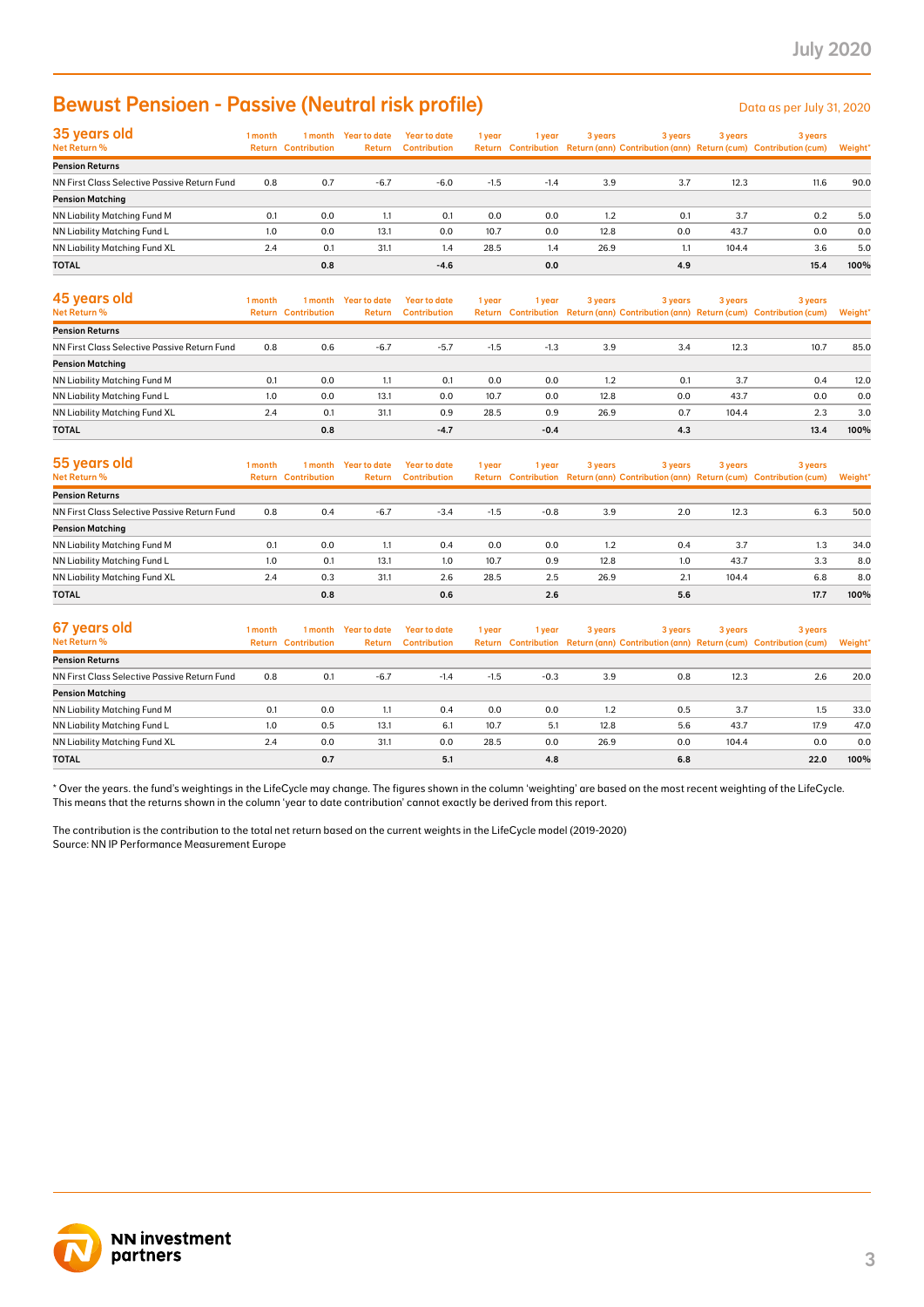# Bewust Pensioen - Passive (Neutral risk profile)

Data as per July 31, 2020

| 35 years old<br>Net Return % | 1 month Return | 1 month Contribution | Year to date Return | Year to date Contribution | 1 year Return | 1 year Contribution | 3 years Return (ann) | 3 years Contribution (ann) | 3 years Return (cum) | 3 years Contribution (cum) | Weight* |
|---|---|---|---|---|---|---|---|---|---|---|---|
| **Pension Returns** | | | | | | | | | | | |
| NN First Class Selective Passive Return Fund | 0.8 | 0.7 | -6.7 | -6.0 | -1.5 | -1.4 | 3.9 | 3.7 | 12.3 | 11.6 | 90.0 |
| **Pension Matching** | | | | | | | | | | | |
| NN Liability Matching Fund M | 0.1 | 0.0 | 1.1 | 0.1 | 0.0 | 0.0 | 1.2 | 0.1 | 3.7 | 0.2 | 5.0 |
| NN Liability Matching Fund L | 1.0 | 0.0 | 13.1 | 0.0 | 10.7 | 0.0 | 12.8 | 0.0 | 43.7 | 0.0 | 0.0 |
| NN Liability Matching Fund XL | 2.4 | 0.1 | 31.1 | 1.4 | 28.5 | 1.4 | 26.9 | 1.1 | 104.4 | 3.6 | 5.0 |
| **TOTAL** | | **0.8** | | **-4.6** | | **0.0** | | **4.9** | | **15.4** | **100%** |

| 45 years old<br>Net Return % | 1 month Return | 1 month Contribution | Year to date Return | Year to date Contribution | 1 year Return | 1 year Contribution | 3 years Return (ann) | 3 years Contribution (ann) | 3 years Return (cum) | 3 years Contribution (cum) | Weight* |
|---|---|---|---|---|---|---|---|---|---|---|---|
| **Pension Returns** | | | | | | | | | | | |
| NN First Class Selective Passive Return Fund | 0.8 | 0.6 | -6.7 | -5.7 | -1.5 | -1.3 | 3.9 | 3.4 | 12.3 | 10.7 | 85.0 |
| **Pension Matching** | | | | | | | | | | | |
| NN Liability Matching Fund M | 0.1 | 0.0 | 1.1 | 0.1 | 0.0 | 0.0 | 1.2 | 0.1 | 3.7 | 0.4 | 12.0 |
| NN Liability Matching Fund L | 1.0 | 0.0 | 13.1 | 0.0 | 10.7 | 0.0 | 12.8 | 0.0 | 43.7 | 0.0 | 0.0 |
| NN Liability Matching Fund XL | 2.4 | 0.1 | 31.1 | 0.9 | 28.5 | 0.9 | 26.9 | 0.7 | 104.4 | 2.3 | 3.0 |
| **TOTAL** | | **0.8** | | **-4.7** | | **-0.4** | | **4.3** | | **13.4** | **100%** |

| 55 years old<br>Net Return % | 1 month Return | 1 month Contribution | Year to date Return | Year to date Contribution | 1 year Return | 1 year Contribution | 3 years Return (ann) | 3 years Contribution (ann) | 3 years Return (cum) | 3 years Contribution (cum) | Weight* |
|---|---|---|---|---|---|---|---|---|---|---|---|
| **Pension Returns** | | | | | | | | | | | |
| NN First Class Selective Passive Return Fund | 0.8 | 0.4 | -6.7 | -3.4 | -1.5 | -0.8 | 3.9 | 2.0 | 12.3 | 6.3 | 50.0 |
| **Pension Matching** | | | | | | | | | | | |
| NN Liability Matching Fund M | 0.1 | 0.0 | 1.1 | 0.4 | 0.0 | 0.0 | 1.2 | 0.4 | 3.7 | 1.3 | 34.0 |
| NN Liability Matching Fund L | 1.0 | 0.1 | 13.1 | 1.0 | 10.7 | 0.9 | 12.8 | 1.0 | 43.7 | 3.3 | 8.0 |
| NN Liability Matching Fund XL | 2.4 | 0.3 | 31.1 | 2.6 | 28.5 | 2.5 | 26.9 | 2.1 | 104.4 | 6.8 | 8.0 |
| **TOTAL** | | **0.8** | | **0.6** | | **2.6** | | **5.6** | | **17.7** | **100%** |

| 67 years old<br>Net Return % | 1 month Return | 1 month Contribution | Year to date Return | Year to date Contribution | 1 year Return | 1 year Contribution | 3 years Return (ann) | 3 years Contribution (ann) | 3 years Return (cum) | 3 years Contribution (cum) | Weight* |
|---|---|---|---|---|---|---|---|---|---|---|---|
| **Pension Returns** | | | | | | | | | | | |
| NN First Class Selective Passive Return Fund | 0.8 | 0.1 | -6.7 | -1.4 | -1.5 | -0.3 | 3.9 | 0.8 | 12.3 | 2.6 | 20.0 |
| **Pension Matching** | | | | | | | | | | | |
| NN Liability Matching Fund M | 0.1 | 0.0 | 1.1 | 0.4 | 0.0 | 0.0 | 1.2 | 0.5 | 3.7 | 1.5 | 33.0 |
| NN Liability Matching Fund L | 1.0 | 0.5 | 13.1 | 6.1 | 10.7 | 5.1 | 12.8 | 5.6 | 43.7 | 17.9 | 47.0 |
| NN Liability Matching Fund XL | 2.4 | 0.0 | 31.1 | 0.0 | 28.5 | 0.0 | 26.9 | 0.0 | 104.4 | 0.0 | 0.0 |
| **TOTAL** | | **0.7** | | **5.1** | | **4.8** | | **6.8** | | **22.0** | **100%** |

* Over the years. the fund's weightings in the LifeCycle may change. The figures shown in the column 'weighting' are based on the most recent weighting of the LifeCycle. This means that the returns shown in the column 'year to date contribution' cannot exactly be derived from this report.

The contribution is the contribution to the total net return based on the current weights in the LifeCycle model (2019-2020)
Source: NN IP Performance Measurement Europe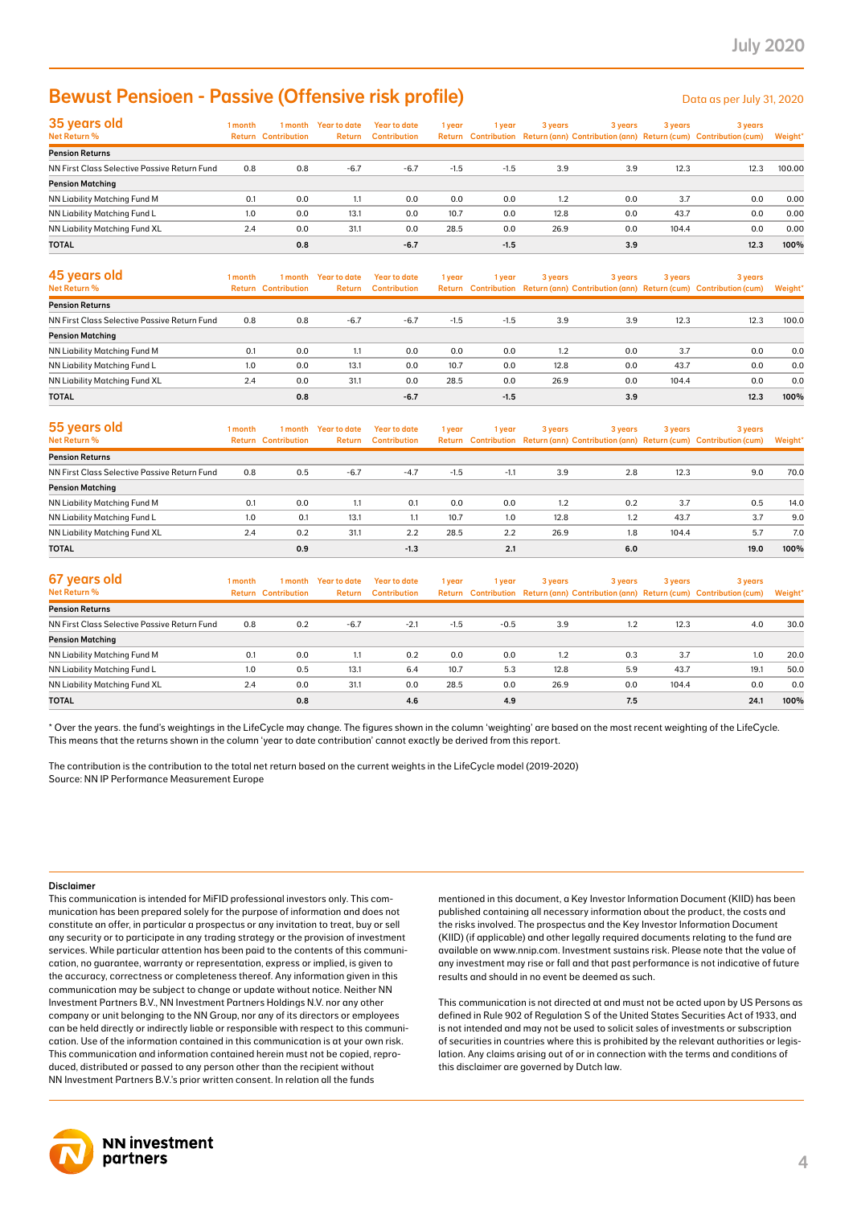# Bewust Pensioen - Passive (Offensive risk profile)

Data as per July 31, 2020

| 35 years old<br>Net Return % | 1 month Return | 1 month Contribution | Year to date Return | Year to date Contribution | 1 year Return | 1 year Contribution | 3 years Return (ann) | 3 years Contribution (ann) | 3 years Return (cum) | 3 years Contribution (cum) | Weight* |
|---|---|---|---|---|---|---|---|---|---|---|---|
| **Pension Returns** | | | | | | | | | | | |
| NN First Class Selective Passive Return Fund | 0.8 | 0.8 | -6.7 | -6.7 | -1.5 | -1.5 | 3.9 | 3.9 | 12.3 | 12.3 | 100.00 |
| **Pension Matching** | | | | | | | | | | | |
| NN Liability Matching Fund M | 0.1 | 0.0 | 1.1 | 0.0 | 0.0 | 0.0 | 1.2 | 0.0 | 3.7 | 0.0 | 0.00 |
| NN Liability Matching Fund L | 1.0 | 0.0 | 13.1 | 0.0 | 10.7 | 0.0 | 12.8 | 0.0 | 43.7 | 0.0 | 0.00 |
| NN Liability Matching Fund XL | 2.4 | 0.0 | 31.1 | 0.0 | 28.5 | 0.0 | 26.9 | 0.0 | 104.4 | 0.0 | 0.00 |
| **TOTAL** | | **0.8** | | **-6.7** | | **-1.5** | | **3.9** | | **12.3** | **100%** |

| 45 years old<br>Net Return % | 1 month Return | 1 month Contribution | Year to date Return | Year to date Contribution | 1 year Return | 1 year Contribution | 3 years Return (ann) | 3 years Contribution (ann) | 3 years Return (cum) | 3 years Contribution (cum) | Weight* |
|---|---|---|---|---|---|---|---|---|---|---|---|
| **Pension Returns** | | | | | | | | | | | |
| NN First Class Selective Passive Return Fund | 0.8 | 0.8 | -6.7 | -6.7 | -1.5 | -1.5 | 3.9 | 3.9 | 12.3 | 12.3 | 100.0 |
| **Pension Matching** | | | | | | | | | | | |
| NN Liability Matching Fund M | 0.1 | 0.0 | 1.1 | 0.0 | 0.0 | 0.0 | 1.2 | 0.0 | 3.7 | 0.0 | 0.0 |
| NN Liability Matching Fund L | 1.0 | 0.0 | 13.1 | 0.0 | 10.7 | 0.0 | 12.8 | 0.0 | 43.7 | 0.0 | 0.0 |
| NN Liability Matching Fund XL | 2.4 | 0.0 | 31.1 | 0.0 | 28.5 | 0.0 | 26.9 | 0.0 | 104.4 | 0.0 | 0.0 |
| **TOTAL** | | **0.8** | | **-6.7** | | **-1.5** | | **3.9** | | **12.3** | **100%** |

| 55 years old<br>Net Return % | 1 month Return | 1 month Contribution | Year to date Return | Year to date Contribution | 1 year Return | 1 year Contribution | 3 years Return (ann) | 3 years Contribution (ann) | 3 years Return (cum) | 3 years Contribution (cum) | Weight* |
|---|---|---|---|---|---|---|---|---|---|---|---|
| **Pension Returns** | | | | | | | | | | | |
| NN First Class Selective Passive Return Fund | 0.8 | 0.5 | -6.7 | -4.7 | -1.5 | -1.1 | 3.9 | 2.8 | 12.3 | 9.0 | 70.0 |
| **Pension Matching** | | | | | | | | | | | |
| NN Liability Matching Fund M | 0.1 | 0.0 | 1.1 | 0.1 | 0.0 | 0.0 | 1.2 | 0.2 | 3.7 | 0.5 | 14.0 |
| NN Liability Matching Fund L | 1.0 | 0.1 | 13.1 | 1.1 | 10.7 | 1.0 | 12.8 | 1.2 | 43.7 | 3.7 | 9.0 |
| NN Liability Matching Fund XL | 2.4 | 0.2 | 31.1 | 2.2 | 28.5 | 2.2 | 26.9 | 1.8 | 104.4 | 5.7 | 7.0 |
| **TOTAL** | | **0.9** | | **-1.3** | | **2.1** | | **6.0** | | **19.0** | **100%** |

| 67 years old<br>Net Return % | 1 month Return | 1 month Contribution | Year to date Return | Year to date Contribution | 1 year Return | 1 year Contribution | 3 years Return (ann) | 3 years Contribution (ann) | 3 years Return (cum) | 3 years Contribution (cum) | Weight* |
|---|---|---|---|---|---|---|---|---|---|---|---|
| **Pension Returns** | | | | | | | | | | | |
| NN First Class Selective Passive Return Fund | 0.8 | 0.2 | -6.7 | -2.1 | -1.5 | -0.5 | 3.9 | 1.2 | 12.3 | 4.0 | 30.0 |
| **Pension Matching** | | | | | | | | | | | |
| NN Liability Matching Fund M | 0.1 | 0.0 | 1.1 | 0.2 | 0.0 | 0.0 | 1.2 | 0.3 | 3.7 | 1.0 | 20.0 |
| NN Liability Matching Fund L | 1.0 | 0.5 | 13.1 | 6.4 | 10.7 | 5.3 | 12.8 | 5.9 | 43.7 | 19.1 | 50.0 |
| NN Liability Matching Fund XL | 2.4 | 0.0 | 31.1 | 0.0 | 28.5 | 0.0 | 26.9 | 0.0 | 104.4 | 0.0 | 0.0 |
| **TOTAL** | | **0.8** | | **4.6** | | **4.9** | | **7.5** | | **24.1** | **100%** |

* Over the years. the fund's weightings in the LifeCycle may change. The figures shown in the column 'weighting' are based on the most recent weighting of the LifeCycle. This means that the returns shown in the column 'year to date contribution' cannot exactly be derived from this report.

The contribution is the contribution to the total net return based on the current weights in the LifeCycle model (2019-2020)
Source: NN IP Performance Measurement Europe

**Disclaimer**

This communication is intended for MiFID professional investors only. This communication has been prepared solely for the purpose of information and does not constitute an offer, in particular a prospectus or any invitation to treat, buy or sell any security or to participate in any trading strategy or the provision of investment services. While particular attention has been paid to the contents of this communication, no guarantee, warranty or representation, express or implied, is given to the accuracy, correctness or completeness thereof. Any information given in this communication may be subject to change or update without notice. Neither NN Investment Partners B.V., NN Investment Partners Holdings N.V. nor any other company or unit belonging to the NN Group, nor any of its directors or employees can be held directly or indirectly liable or responsible with respect to this communication. Use of the information contained in this communication is at your own risk. This communication and information contained herein must not be copied, reproduced, distributed or passed to any person other than the recipient without NN Investment Partners B.V.'s prior written consent. In relation all the funds mentioned in this document, a Key Investor Information Document (KIID) has been published containing all necessary information about the product, the costs and the risks involved. The prospectus and the Key Investor Information Document (KIID) (if applicable) and other legally required documents relating to the fund are available on www.nnip.com. Investment sustains risk. Please note that the value of any investment may rise or fall and that past performance is not indicative of future results and should in no event be deemed as such.

This communication is not directed at and must not be acted upon by US Persons as defined in Rule 902 of Regulation S of the United States Securities Act of 1933, and is not intended and may not be used to solicit sales of investments or subscription of securities in countries where this is prohibited by the relevant authorities or legislation. Any claims arising out of or in connection with the terms and conditions of this disclaimer are governed by Dutch law.

NN investment partners